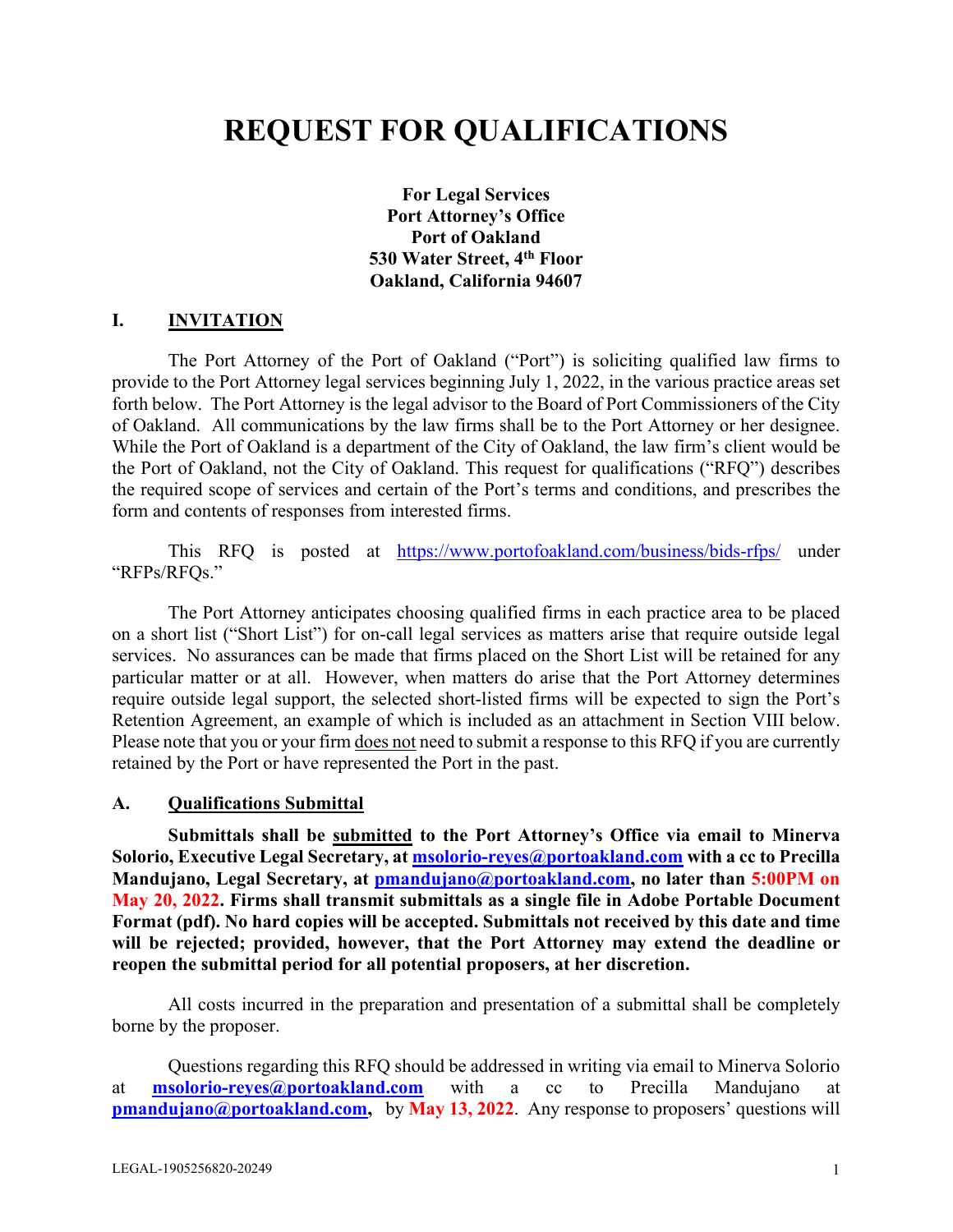# REQUEST FOR QUALIFICATIONS

**For Legal Services**
**Port Attorney's Office**
**Port of Oakland**
**530 Water Street, 4th Floor**
**Oakland, California 94607**

## I. INVITATION

The Port Attorney of the Port of Oakland ("Port") is soliciting qualified law firms to provide to the Port Attorney legal services beginning July 1, 2022, in the various practice areas set forth below. The Port Attorney is the legal advisor to the Board of Port Commissioners of the City of Oakland. All communications by the law firms shall be to the Port Attorney or her designee. While the Port of Oakland is a department of the City of Oakland, the law firm's client would be the Port of Oakland, not the City of Oakland. This request for qualifications ("RFQ") describes the required scope of services and certain of the Port's terms and conditions, and prescribes the form and contents of responses from interested firms.

This RFQ is posted at https://www.portofoakland.com/business/bids-rfps/ under "RFPs/RFQs."

The Port Attorney anticipates choosing qualified firms in each practice area to be placed on a short list ("Short List") for on-call legal services as matters arise that require outside legal services. No assurances can be made that firms placed on the Short List will be retained for any particular matter or at all. However, when matters do arise that the Port Attorney determines require outside legal support, the selected short-listed firms will be expected to sign the Port's Retention Agreement, an example of which is included as an attachment in Section VIII below. Please note that you or your firm does not need to submit a response to this RFQ if you are currently retained by the Port or have represented the Port in the past.

### A. Qualifications Submittal

**Submittals shall be submitted to the Port Attorney's Office via email to Minerva Solorio, Executive Legal Secretary, at msolorio-reyes@portoakland.com with a cc to Precilla Mandujano, Legal Secretary, at pmandujano@portoakland.com, no later than 5:00PM on May 20, 2022. Firms shall transmit submittals as a single file in Adobe Portable Document Format (pdf). No hard copies will be accepted. Submittals not received by this date and time will be rejected; provided, however, that the Port Attorney may extend the deadline or reopen the submittal period for all potential proposers, at her discretion.**

All costs incurred in the preparation and presentation of a submittal shall be completely borne by the proposer.

Questions regarding this RFQ should be addressed in writing via email to Minerva Solorio at **msolorio-reyes@portoakland.com** with a cc to Precilla Mandujano at **pmandujano@portoakland.com**, by **May 13, 2022**. Any response to proposers' questions will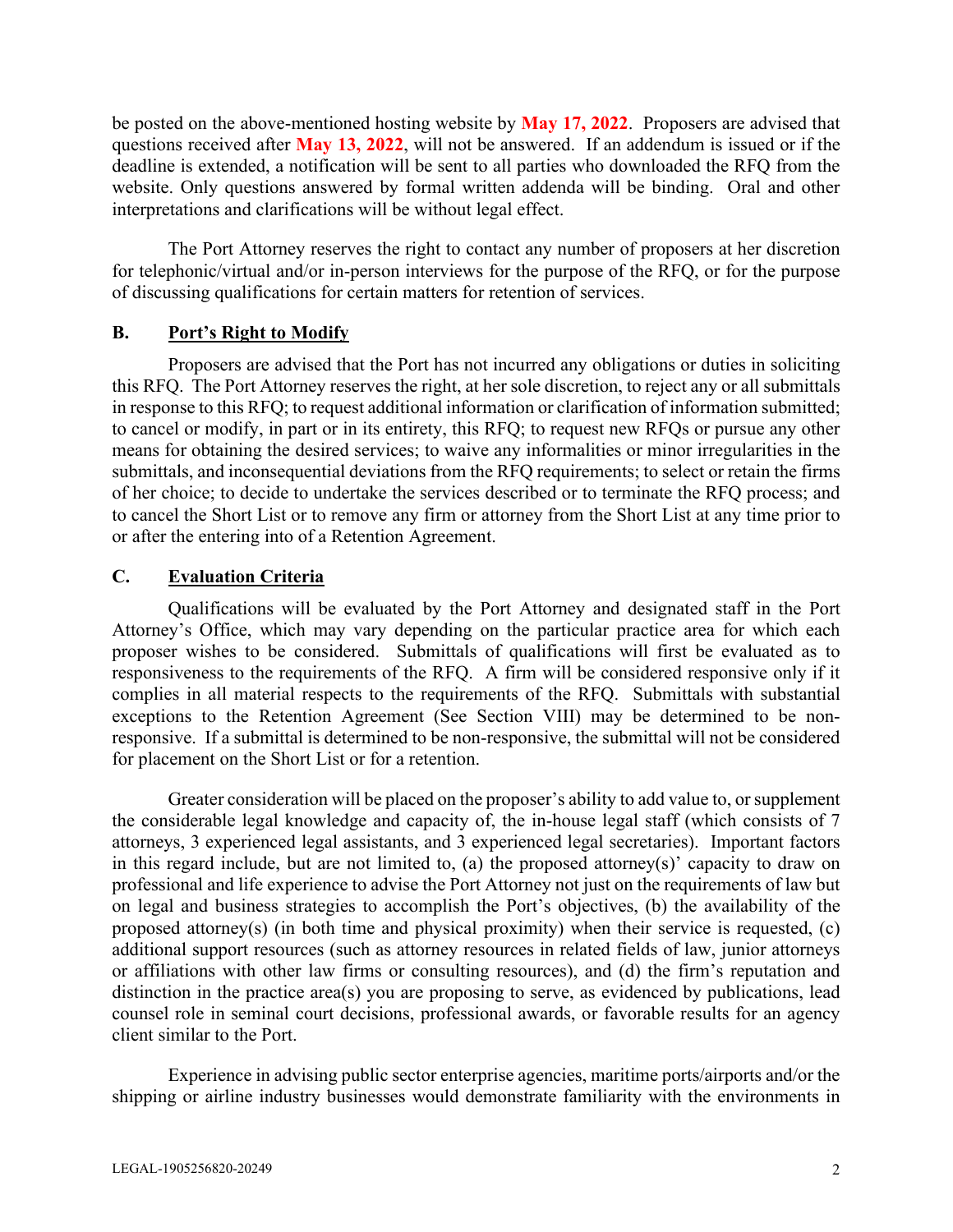be posted on the above-mentioned hosting website by **May 17, 2022**. Proposers are advised that questions received after **May 13, 2022**, will not be answered. If an addendum is issued or if the deadline is extended, a notification will be sent to all parties who downloaded the RFQ from the website. Only questions answered by formal written addenda will be binding. Oral and other interpretations and clarifications will be without legal effect.

The Port Attorney reserves the right to contact any number of proposers at her discretion for telephonic/virtual and/or in-person interviews for the purpose of the RFQ, or for the purpose of discussing qualifications for certain matters for retention of services.

### B. Port's Right to Modify

Proposers are advised that the Port has not incurred any obligations or duties in soliciting this RFQ. The Port Attorney reserves the right, at her sole discretion, to reject any or all submittals in response to this RFQ; to request additional information or clarification of information submitted; to cancel or modify, in part or in its entirety, this RFQ; to request new RFQs or pursue any other means for obtaining the desired services; to waive any informalities or minor irregularities in the submittals, and inconsequential deviations from the RFQ requirements; to select or retain the firms of her choice; to decide to undertake the services described or to terminate the RFQ process; and to cancel the Short List or to remove any firm or attorney from the Short List at any time prior to or after the entering into of a Retention Agreement.

### C. Evaluation Criteria

Qualifications will be evaluated by the Port Attorney and designated staff in the Port Attorney's Office, which may vary depending on the particular practice area for which each proposer wishes to be considered. Submittals of qualifications will first be evaluated as to responsiveness to the requirements of the RFQ. A firm will be considered responsive only if it complies in all material respects to the requirements of the RFQ. Submittals with substantial exceptions to the Retention Agreement (See Section VIII) may be determined to be non-responsive. If a submittal is determined to be non-responsive, the submittal will not be considered for placement on the Short List or for a retention.

Greater consideration will be placed on the proposer's ability to add value to, or supplement the considerable legal knowledge and capacity of, the in-house legal staff (which consists of 7 attorneys, 3 experienced legal assistants, and 3 experienced legal secretaries). Important factors in this regard include, but are not limited to, (a) the proposed attorney(s)' capacity to draw on professional and life experience to advise the Port Attorney not just on the requirements of law but on legal and business strategies to accomplish the Port's objectives, (b) the availability of the proposed attorney(s) (in both time and physical proximity) when their service is requested, (c) additional support resources (such as attorney resources in related fields of law, junior attorneys or affiliations with other law firms or consulting resources), and (d) the firm's reputation and distinction in the practice area(s) you are proposing to serve, as evidenced by publications, lead counsel role in seminal court decisions, professional awards, or favorable results for an agency client similar to the Port.

Experience in advising public sector enterprise agencies, maritime ports/airports and/or the shipping or airline industry businesses would demonstrate familiarity with the environments in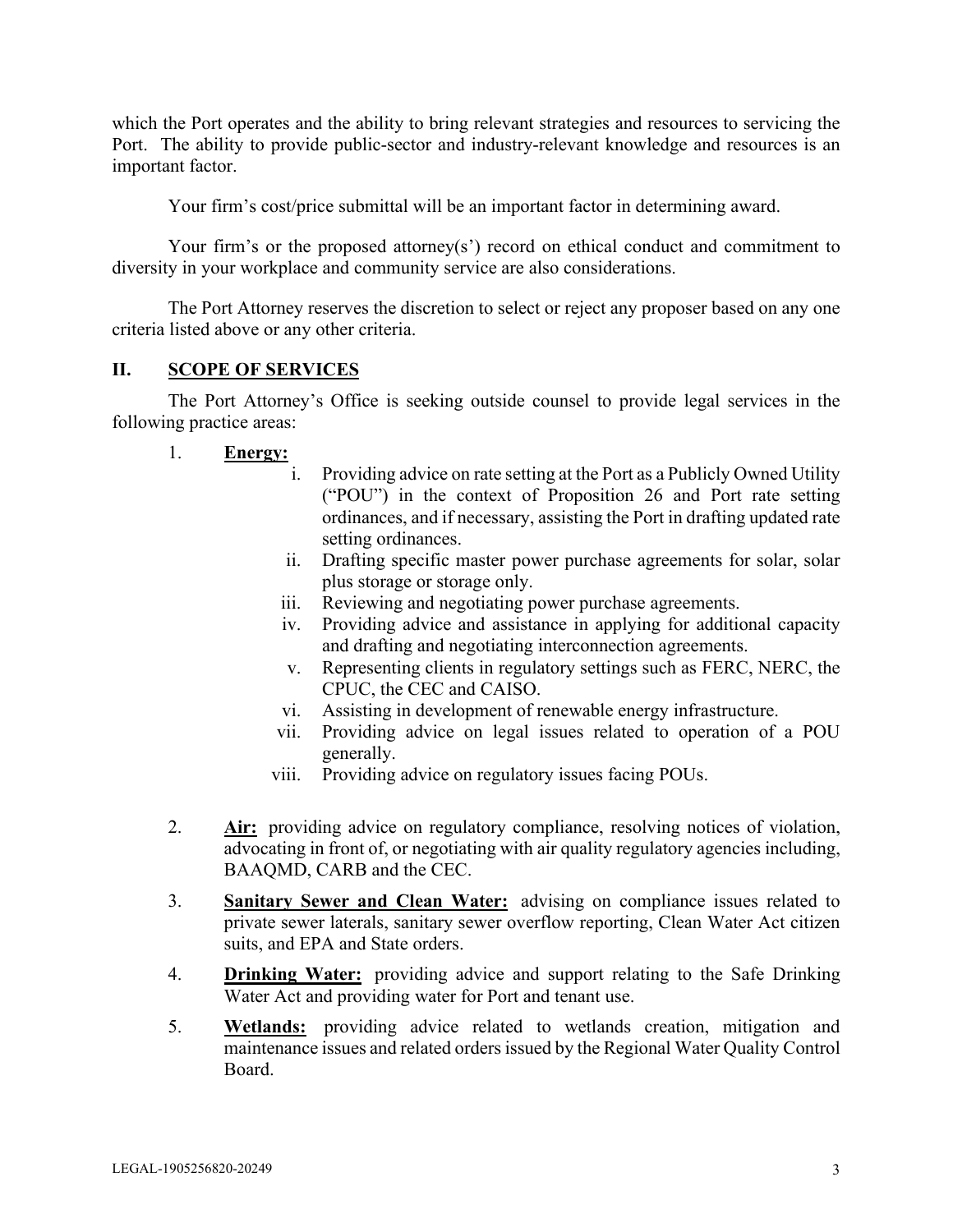which the Port operates and the ability to bring relevant strategies and resources to servicing the Port. The ability to provide public-sector and industry-relevant knowledge and resources is an important factor.

Your firm's cost/price submittal will be an important factor in determining award.

Your firm's or the proposed attorney(s') record on ethical conduct and commitment to diversity in your workplace and community service are also considerations.

The Port Attorney reserves the discretion to select or reject any proposer based on any one criteria listed above or any other criteria.

## II. SCOPE OF SERVICES

The Port Attorney's Office is seeking outside counsel to provide legal services in the following practice areas:

1. **Energy:**
   1. Providing advice on rate setting at the Port as a Publicly Owned Utility ("POU") in the context of Proposition 26 and Port rate setting ordinances, and if necessary, assisting the Port in drafting updated rate setting ordinances.
   2. Drafting specific master power purchase agreements for solar, solar plus storage or storage only.
   3. Reviewing and negotiating power purchase agreements.
   4. Providing advice and assistance in applying for additional capacity and drafting and negotiating interconnection agreements.
   5. Representing clients in regulatory settings such as FERC, NERC, the CPUC, the CEC and CAISO.
   6. Assisting in development of renewable energy infrastructure.
   7. Providing advice on legal issues related to operation of a POU generally.
   8. Providing advice on regulatory issues facing POUs.

2. **Air:** providing advice on regulatory compliance, resolving notices of violation, advocating in front of, or negotiating with air quality regulatory agencies including, BAAQMD, CARB and the CEC.

3. **Sanitary Sewer and Clean Water:** advising on compliance issues related to private sewer laterals, sanitary sewer overflow reporting, Clean Water Act citizen suits, and EPA and State orders.

4. **Drinking Water:** providing advice and support relating to the Safe Drinking Water Act and providing water for Port and tenant use.

5. **Wetlands:** providing advice related to wetlands creation, mitigation and maintenance issues and related orders issued by the Regional Water Quality Control Board.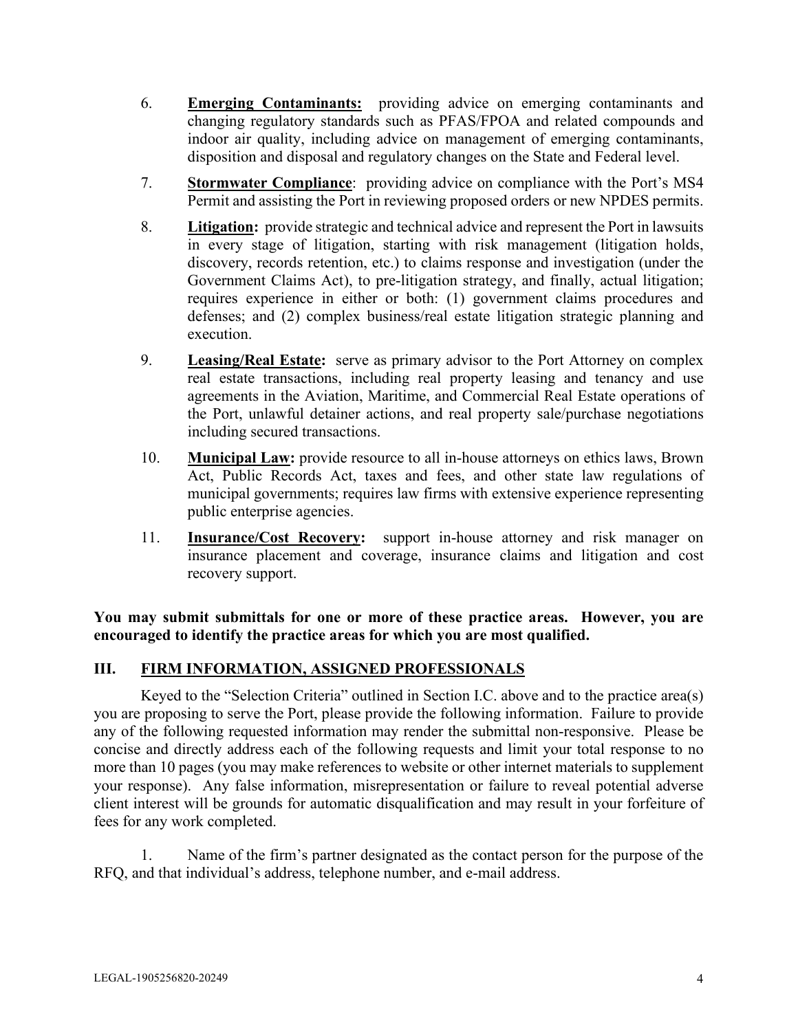6. **Emerging Contaminants:** providing advice on emerging contaminants and changing regulatory standards such as PFAS/FPOA and related compounds and indoor air quality, including advice on management of emerging contaminants, disposition and disposal and regulatory changes on the State and Federal level.

7. **Stormwater Compliance**: providing advice on compliance with the Port's MS4 Permit and assisting the Port in reviewing proposed orders or new NPDES permits.

8. **Litigation:** provide strategic and technical advice and represent the Port in lawsuits in every stage of litigation, starting with risk management (litigation holds, discovery, records retention, etc.) to claims response and investigation (under the Government Claims Act), to pre-litigation strategy, and finally, actual litigation; requires experience in either or both: (1) government claims procedures and defenses; and (2) complex business/real estate litigation strategic planning and execution.

9. **Leasing/Real Estate:** serve as primary advisor to the Port Attorney on complex real estate transactions, including real property leasing and tenancy and use agreements in the Aviation, Maritime, and Commercial Real Estate operations of the Port, unlawful detainer actions, and real property sale/purchase negotiations including secured transactions.

10. **Municipal Law:** provide resource to all in-house attorneys on ethics laws, Brown Act, Public Records Act, taxes and fees, and other state law regulations of municipal governments; requires law firms with extensive experience representing public enterprise agencies.

11. **Insurance/Cost Recovery:** support in-house attorney and risk manager on insurance placement and coverage, insurance claims and litigation and cost recovery support.

**You may submit submittals for one or more of these practice areas. However, you are encouraged to identify the practice areas for which you are most qualified.**

## III. FIRM INFORMATION, ASSIGNED PROFESSIONALS

Keyed to the "Selection Criteria" outlined in Section I.C. above and to the practice area(s) you are proposing to serve the Port, please provide the following information. Failure to provide any of the following requested information may render the submittal non-responsive. Please be concise and directly address each of the following requests and limit your total response to no more than 10 pages (you may make references to website or other internet materials to supplement your response). Any false information, misrepresentation or failure to reveal potential adverse client interest will be grounds for automatic disqualification and may result in your forfeiture of fees for any work completed.

1. Name of the firm's partner designated as the contact person for the purpose of the RFQ, and that individual's address, telephone number, and e-mail address.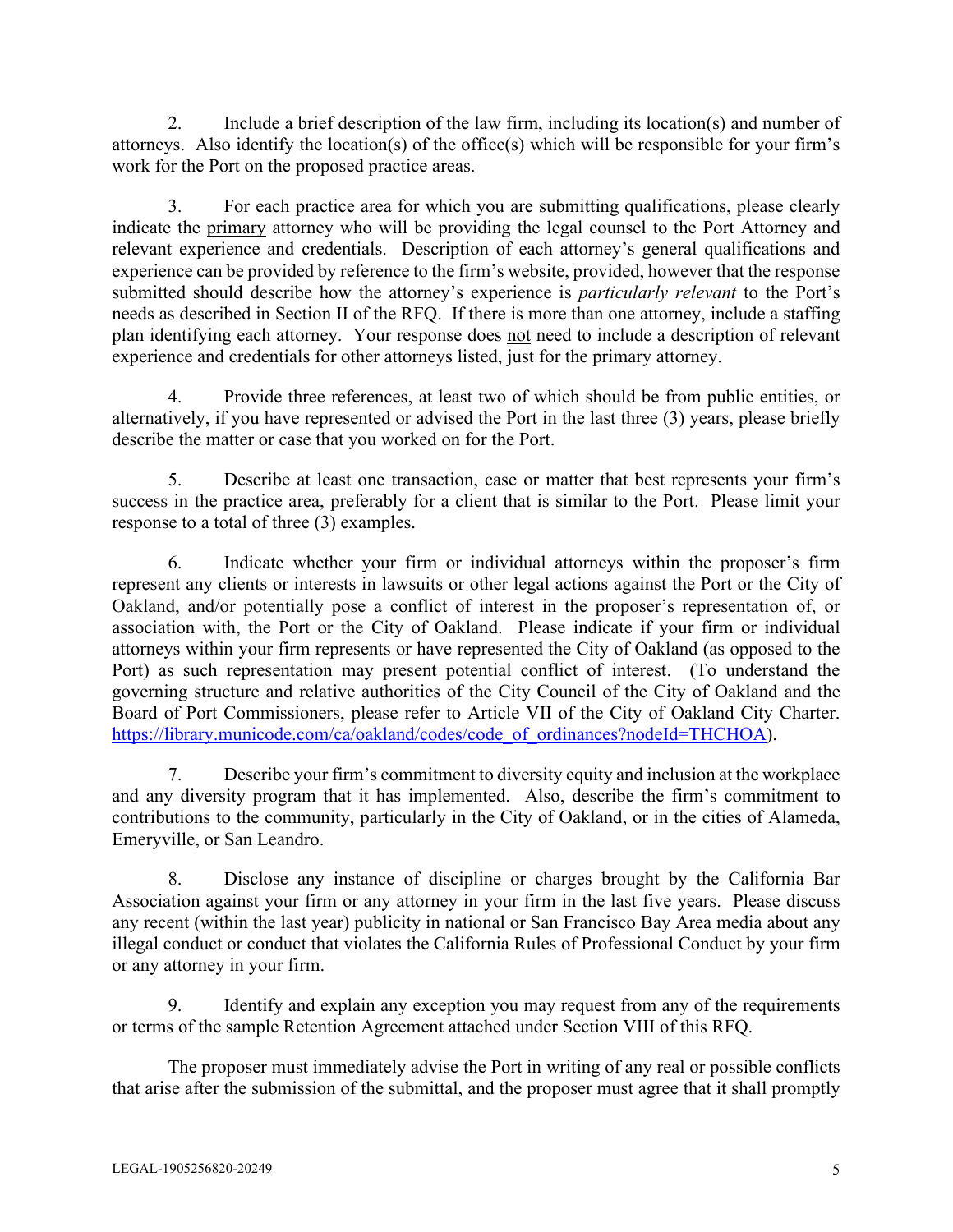2. Include a brief description of the law firm, including its location(s) and number of attorneys. Also identify the location(s) of the office(s) which will be responsible for your firm's work for the Port on the proposed practice areas.

3. For each practice area for which you are submitting qualifications, please clearly indicate the primary attorney who will be providing the legal counsel to the Port Attorney and relevant experience and credentials. Description of each attorney's general qualifications and experience can be provided by reference to the firm's website, provided, however that the response submitted should describe how the attorney's experience is *particularly relevant* to the Port's needs as described in Section II of the RFQ. If there is more than one attorney, include a staffing plan identifying each attorney. Your response does not need to include a description of relevant experience and credentials for other attorneys listed, just for the primary attorney.

4. Provide three references, at least two of which should be from public entities, or alternatively, if you have represented or advised the Port in the last three (3) years, please briefly describe the matter or case that you worked on for the Port.

5. Describe at least one transaction, case or matter that best represents your firm's success in the practice area, preferably for a client that is similar to the Port. Please limit your response to a total of three (3) examples.

6. Indicate whether your firm or individual attorneys within the proposer's firm represent any clients or interests in lawsuits or other legal actions against the Port or the City of Oakland, and/or potentially pose a conflict of interest in the proposer's representation of, or association with, the Port or the City of Oakland. Please indicate if your firm or individual attorneys within your firm represents or have represented the City of Oakland (as opposed to the Port) as such representation may present potential conflict of interest. (To understand the governing structure and relative authorities of the City Council of the City of Oakland and the Board of Port Commissioners, please refer to Article VII of the City of Oakland City Charter. https://library.municode.com/ca/oakland/codes/code_of_ordinances?nodeId=THCHOA).

7. Describe your firm's commitment to diversity equity and inclusion at the workplace and any diversity program that it has implemented. Also, describe the firm's commitment to contributions to the community, particularly in the City of Oakland, or in the cities of Alameda, Emeryville, or San Leandro.

8. Disclose any instance of discipline or charges brought by the California Bar Association against your firm or any attorney in your firm in the last five years. Please discuss any recent (within the last year) publicity in national or San Francisco Bay Area media about any illegal conduct or conduct that violates the California Rules of Professional Conduct by your firm or any attorney in your firm.

9. Identify and explain any exception you may request from any of the requirements or terms of the sample Retention Agreement attached under Section VIII of this RFQ.

The proposer must immediately advise the Port in writing of any real or possible conflicts that arise after the submission of the submittal, and the proposer must agree that it shall promptly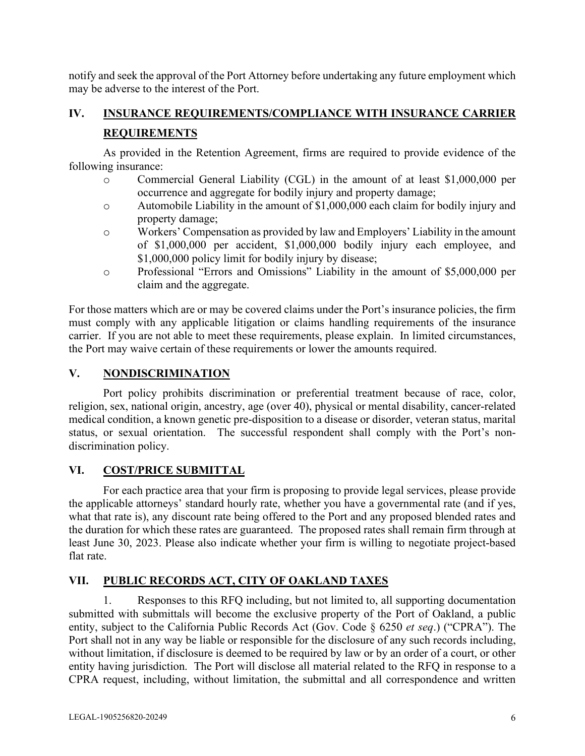notify and seek the approval of the Port Attorney before undertaking any future employment which may be adverse to the interest of the Port.

## IV. INSURANCE REQUIREMENTS/COMPLIANCE WITH INSURANCE CARRIER REQUIREMENTS

As provided in the Retention Agreement, firms are required to provide evidence of the following insurance:

- Commercial General Liability (CGL) in the amount of at least $1,000,000 per occurrence and aggregate for bodily injury and property damage;
- Automobile Liability in the amount of $1,000,000 each claim for bodily injury and property damage;
- Workers' Compensation as provided by law and Employers' Liability in the amount of $1,000,000 per accident, $1,000,000 bodily injury each employee, and $1,000,000 policy limit for bodily injury by disease;
- Professional "Errors and Omissions" Liability in the amount of $5,000,000 per claim and the aggregate.

For those matters which are or may be covered claims under the Port's insurance policies, the firm must comply with any applicable litigation or claims handling requirements of the insurance carrier. If you are not able to meet these requirements, please explain. In limited circumstances, the Port may waive certain of these requirements or lower the amounts required.

## V. NONDISCRIMINATION

Port policy prohibits discrimination or preferential treatment because of race, color, religion, sex, national origin, ancestry, age (over 40), physical or mental disability, cancer-related medical condition, a known genetic pre-disposition to a disease or disorder, veteran status, marital status, or sexual orientation. The successful respondent shall comply with the Port's non-discrimination policy.

## VI. COST/PRICE SUBMITTAL

For each practice area that your firm is proposing to provide legal services, please provide the applicable attorneys' standard hourly rate, whether you have a governmental rate (and if yes, what that rate is), any discount rate being offered to the Port and any proposed blended rates and the duration for which these rates are guaranteed. The proposed rates shall remain firm through at least June 30, 2023. Please also indicate whether your firm is willing to negotiate project-based flat rate.

## VII. PUBLIC RECORDS ACT, CITY OF OAKLAND TAXES

1. Responses to this RFQ including, but not limited to, all supporting documentation submitted with submittals will become the exclusive property of the Port of Oakland, a public entity, subject to the California Public Records Act (Gov. Code § 6250 *et seq*.) ("CPRA"). The Port shall not in any way be liable or responsible for the disclosure of any such records including, without limitation, if disclosure is deemed to be required by law or by an order of a court, or other entity having jurisdiction. The Port will disclose all material related to the RFQ in response to a CPRA request, including, without limitation, the submittal and all correspondence and written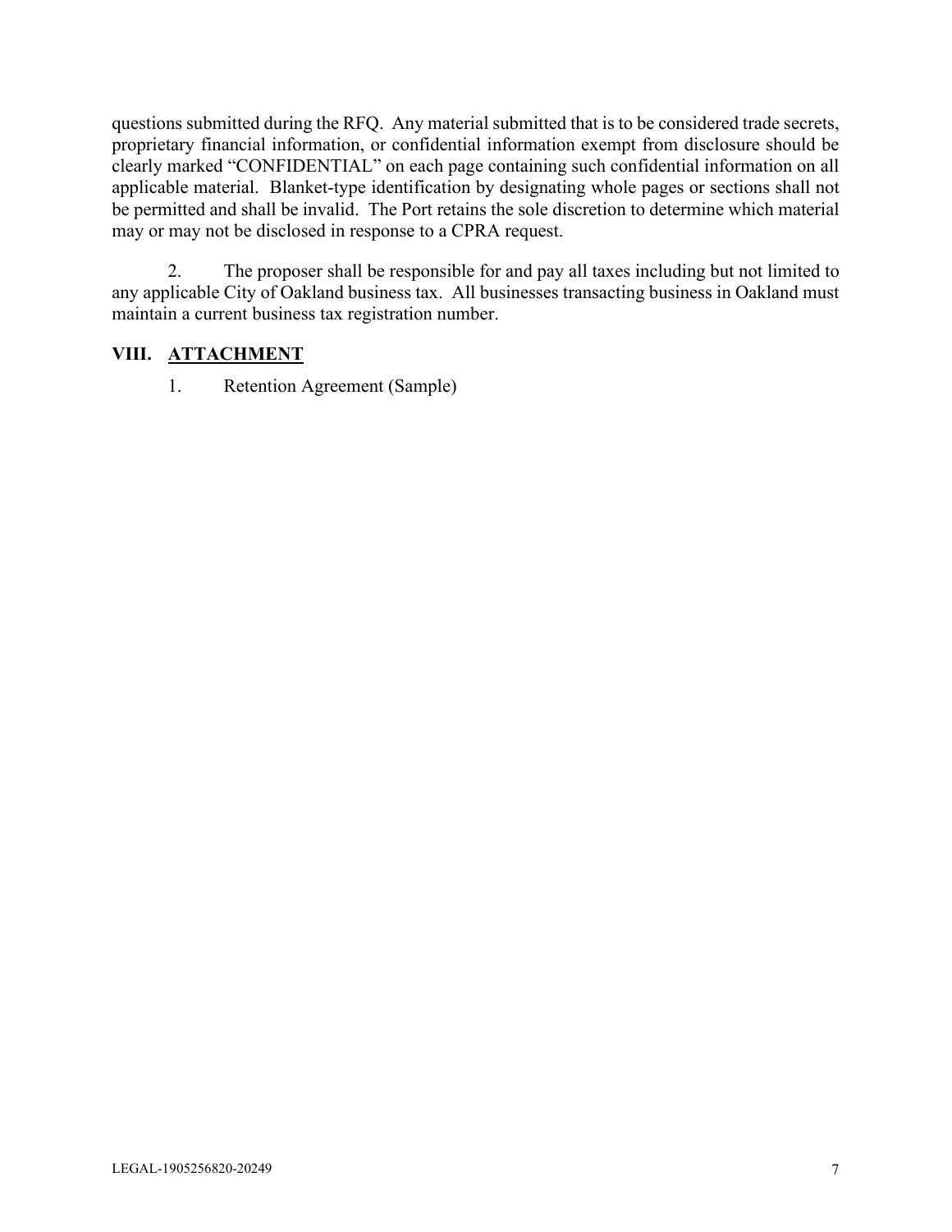questions submitted during the RFQ. Any material submitted that is to be considered trade secrets, proprietary financial information, or confidential information exempt from disclosure should be clearly marked "CONFIDENTIAL" on each page containing such confidential information on all applicable material. Blanket-type identification by designating whole pages or sections shall not be permitted and shall be invalid. The Port retains the sole discretion to determine which material may or may not be disclosed in response to a CPRA request.

2. The proposer shall be responsible for and pay all taxes including but not limited to any applicable City of Oakland business tax. All businesses transacting business in Oakland must maintain a current business tax registration number.

## VIII. ATTACHMENT

1. Retention Agreement (Sample)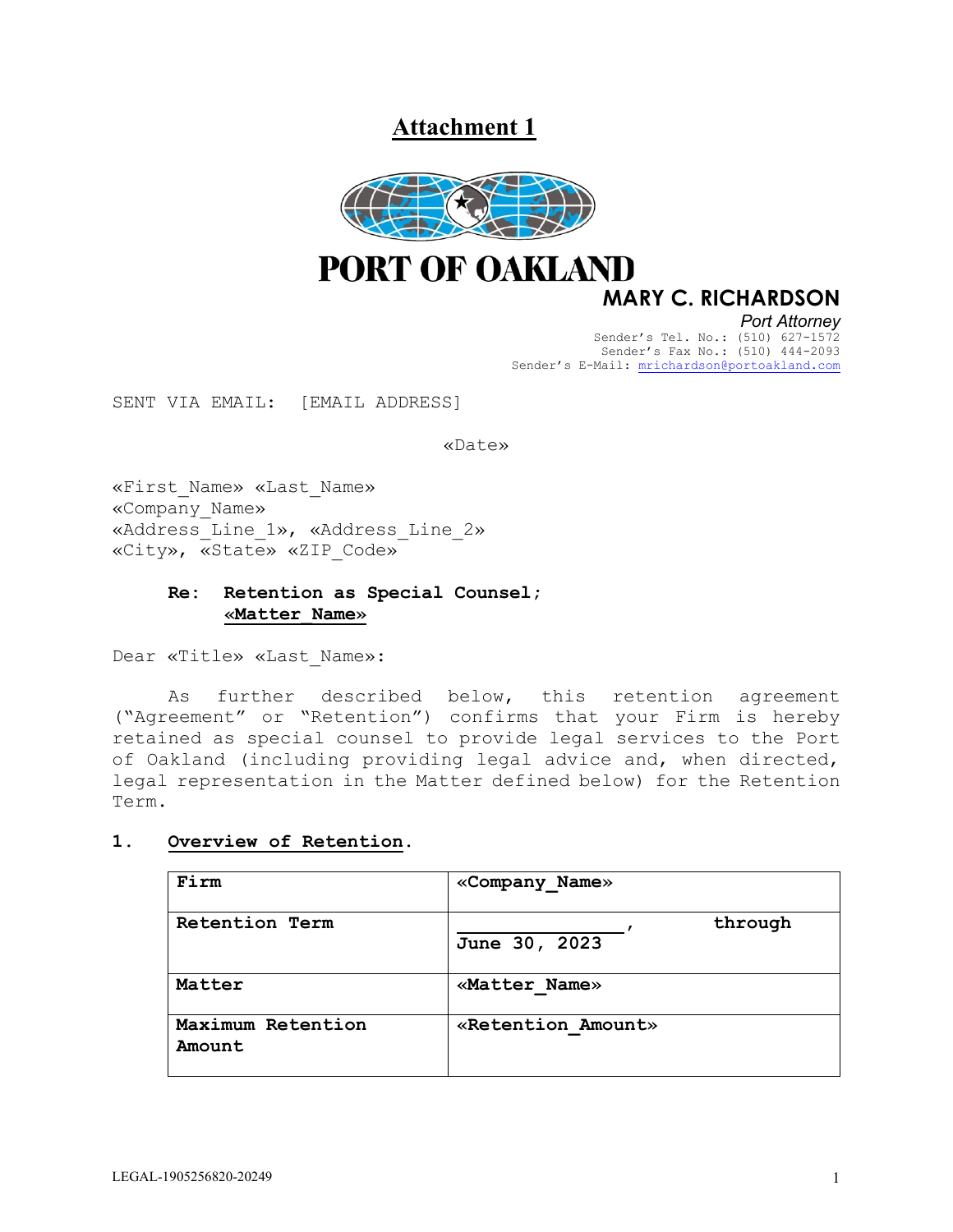## Attachment 1

# PORT OF OAKLAND

**MARY C. RICHARDSON**
*Port Attorney*
Sender's Tel. No.: (510) 627-1572
Sender's Fax No.: (510) 444-2093
Sender's E-Mail: mrichardson@portoakland.com

SENT VIA EMAIL: [EMAIL ADDRESS]

«Date»

«First_Name» «Last_Name»
«Company_Name»
«Address_Line_1», «Address_Line_2»
«City», «State» «ZIP_Code»

**Re: Retention as Special Counsel;**
**«Matter_Name»**

Dear «Title» «Last_Name»:

As further described below, this retention agreement ("Agreement" or "Retention") confirms that your Firm is hereby retained as special counsel to provide legal services to the Port of Oakland (including providing legal advice and, when directed, legal representation in the Matter defined below) for the Retention Term.

**1. Overview of Retention.**

| | |
|---|---|
| **Firm** | **«Company_Name»** |
| **Retention Term** | **_______________, through June 30, 2023** |
| **Matter** | **«Matter_Name»** |
| **Maximum Retention Amount** | **«Retention_Amount»** |

LEGAL-1905256820-20249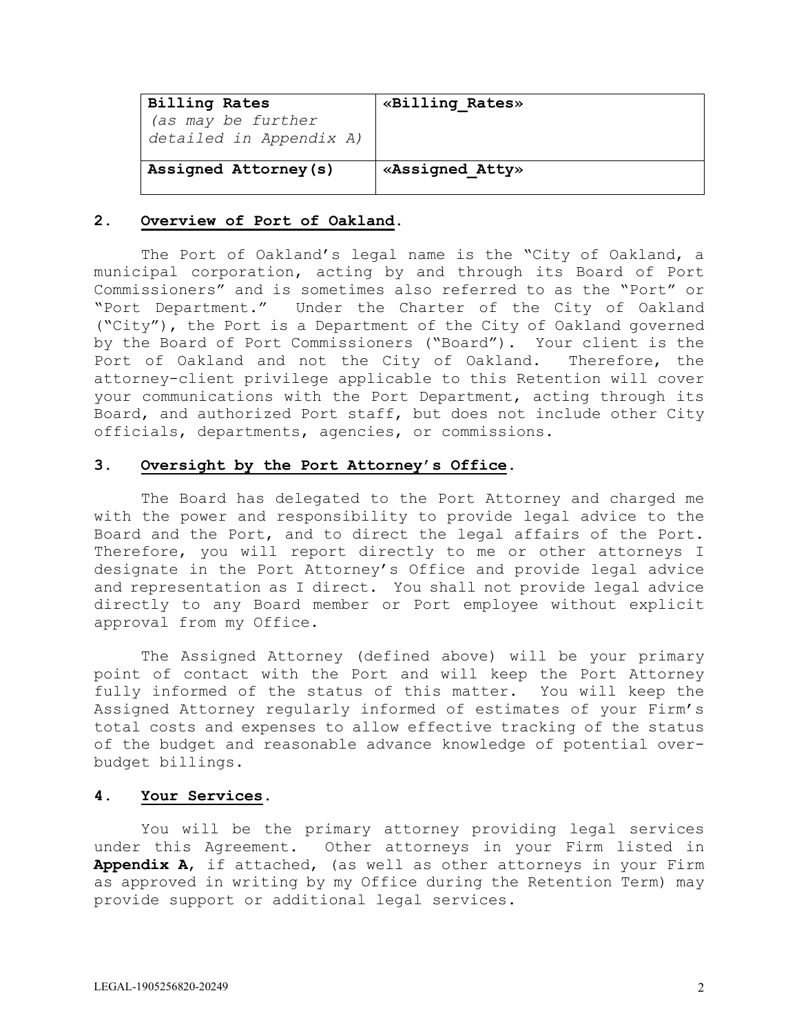| **Billing Rates** *(as may be further detailed in Appendix A)* | **«Billing_Rates»** |
|---|---|
| **Assigned Attorney(s)** | **«Assigned_Atty»** |

## 2. Overview of Port of Oakland.

The Port of Oakland's legal name is the "City of Oakland, a municipal corporation, acting by and through its Board of Port Commissioners" and is sometimes also referred to as the "Port" or "Port Department." Under the Charter of the City of Oakland ("City"), the Port is a Department of the City of Oakland governed by the Board of Port Commissioners ("Board"). Your client is the Port of Oakland and not the City of Oakland. Therefore, the attorney-client privilege applicable to this Retention will cover your communications with the Port Department, acting through its Board, and authorized Port staff, but does not include other City officials, departments, agencies, or commissions.

## 3. Oversight by the Port Attorney's Office.

The Board has delegated to the Port Attorney and charged me with the power and responsibility to provide legal advice to the Board and the Port, and to direct the legal affairs of the Port. Therefore, you will report directly to me or other attorneys I designate in the Port Attorney's Office and provide legal advice and representation as I direct. You shall not provide legal advice directly to any Board member or Port employee without explicit approval from my Office.

The Assigned Attorney (defined above) will be your primary point of contact with the Port and will keep the Port Attorney fully informed of the status of this matter. You will keep the Assigned Attorney regularly informed of estimates of your Firm's total costs and expenses to allow effective tracking of the status of the budget and reasonable advance knowledge of potential over-budget billings.

## 4. Your Services.

You will be the primary attorney providing legal services under this Agreement. Other attorneys in your Firm listed in **Appendix A**, if attached, (as well as other attorneys in your Firm as approved in writing by my Office during the Retention Term) may provide support or additional legal services.

LEGAL-1905256820-20249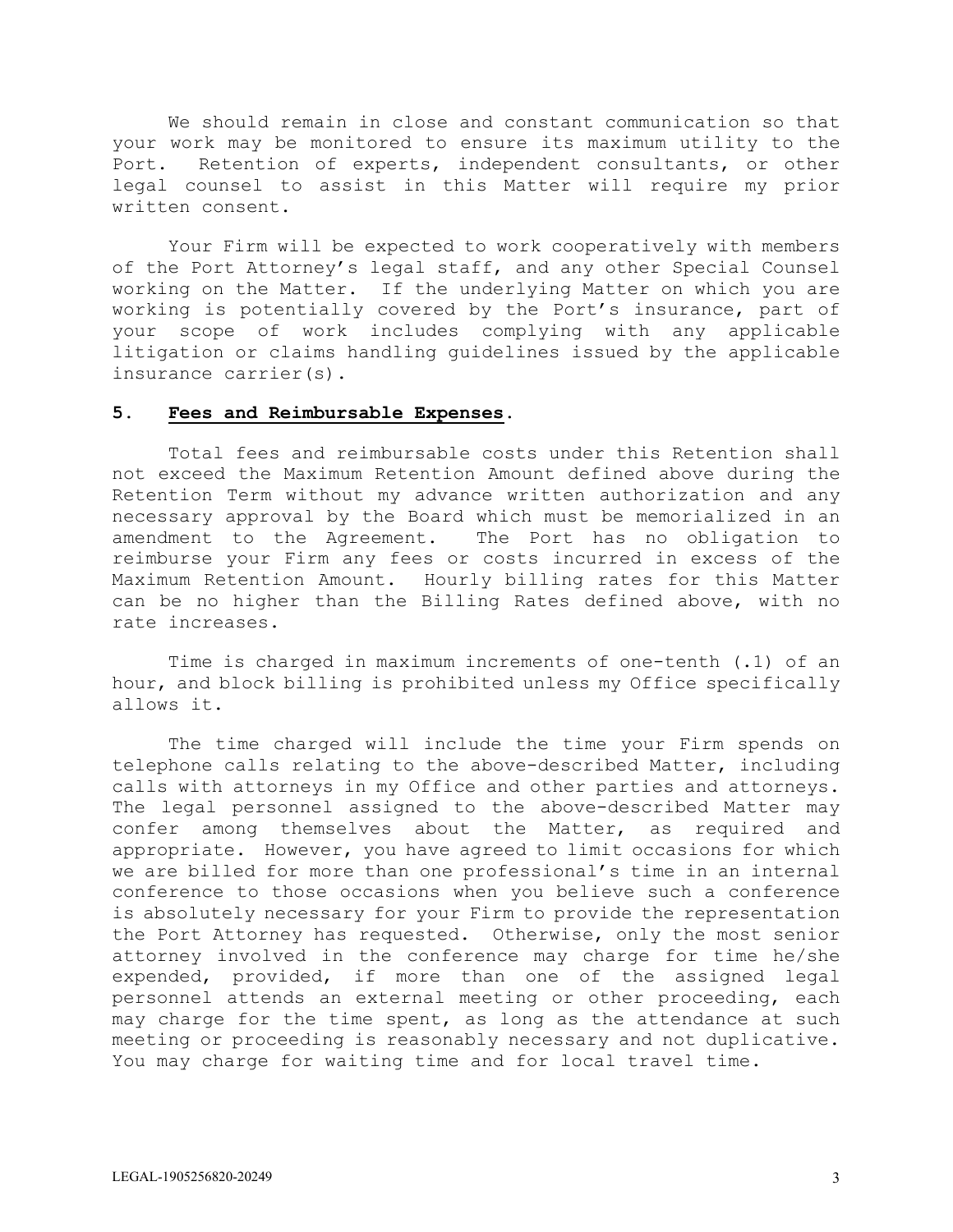We should remain in close and constant communication so that your work may be monitored to ensure its maximum utility to the Port. Retention of experts, independent consultants, or other legal counsel to assist in this Matter will require my prior written consent.

Your Firm will be expected to work cooperatively with members of the Port Attorney's legal staff, and any other Special Counsel working on the Matter. If the underlying Matter on which you are working is potentially covered by the Port's insurance, part of your scope of work includes complying with any applicable litigation or claims handling guidelines issued by the applicable insurance carrier(s).

## 5. **Fees and Reimbursable Expenses**.

Total fees and reimbursable costs under this Retention shall not exceed the Maximum Retention Amount defined above during the Retention Term without my advance written authorization and any necessary approval by the Board which must be memorialized in an amendment to the Agreement. The Port has no obligation to reimburse your Firm any fees or costs incurred in excess of the Maximum Retention Amount. Hourly billing rates for this Matter can be no higher than the Billing Rates defined above, with no rate increases.

Time is charged in maximum increments of one-tenth (.1) of an hour, and block billing is prohibited unless my Office specifically allows it.

The time charged will include the time your Firm spends on telephone calls relating to the above-described Matter, including calls with attorneys in my Office and other parties and attorneys. The legal personnel assigned to the above-described Matter may confer among themselves about the Matter, as required and appropriate. However, you have agreed to limit occasions for which we are billed for more than one professional's time in an internal conference to those occasions when you believe such a conference is absolutely necessary for your Firm to provide the representation the Port Attorney has requested. Otherwise, only the most senior attorney involved in the conference may charge for time he/she expended, provided, if more than one of the assigned legal personnel attends an external meeting or other proceeding, each may charge for the time spent, as long as the attendance at such meeting or proceeding is reasonably necessary and not duplicative. You may charge for waiting time and for local travel time.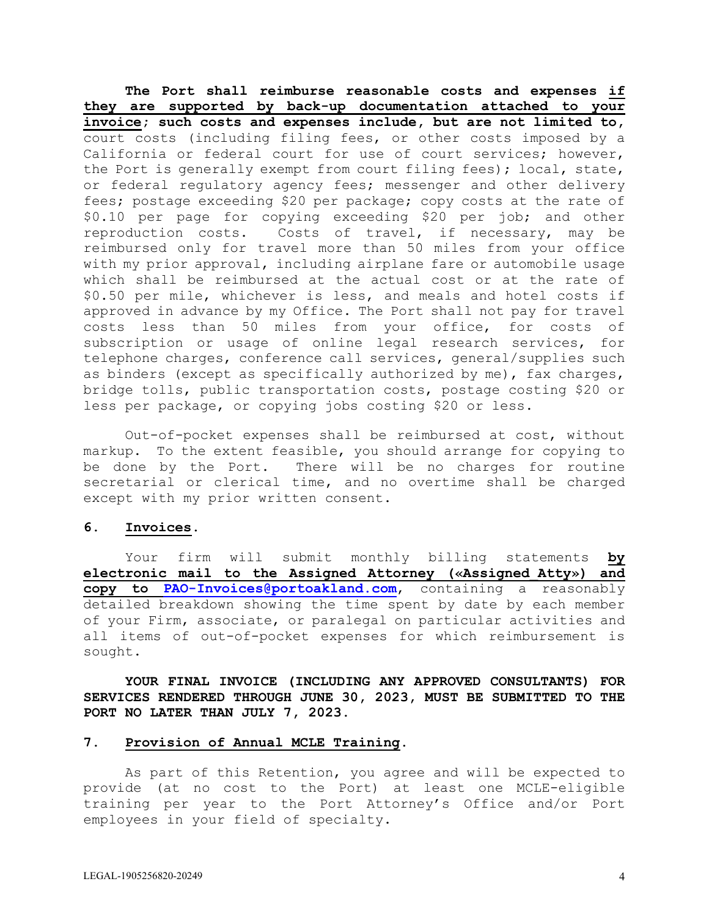**The Port shall reimburse reasonable costs and expenses if they are supported by back-up documentation attached to your invoice; such costs and expenses include, but are not limited to,** court costs (including filing fees, or other costs imposed by a California or federal court for use of court services; however, the Port is generally exempt from court filing fees); local, state, or federal regulatory agency fees; messenger and other delivery fees; postage exceeding $20 per package; copy costs at the rate of $0.10 per page for copying exceeding $20 per job; and other reproduction costs. Costs of travel, if necessary, may be reimbursed only for travel more than 50 miles from your office with my prior approval, including airplane fare or automobile usage which shall be reimbursed at the actual cost or at the rate of $0.50 per mile, whichever is less, and meals and hotel costs if approved in advance by my Office. The Port shall not pay for travel costs less than 50 miles from your office, for costs of subscription or usage of online legal research services, for telephone charges, conference call services, general/supplies such as binders (except as specifically authorized by me), fax charges, bridge tolls, public transportation costs, postage costing $20 or less per package, or copying jobs costing $20 or less.

Out-of-pocket expenses shall be reimbursed at cost, without markup. To the extent feasible, you should arrange for copying to be done by the Port. There will be no charges for routine secretarial or clerical time, and no overtime shall be charged except with my prior written consent.

## 6. Invoices.

Your firm will submit monthly billing statements **by electronic mail to the Assigned Attorney («Assigned Atty») and copy to PAO-Invoices@portoakland.com**, containing a reasonably detailed breakdown showing the time spent by date by each member of your Firm, associate, or paralegal on particular activities and all items of out-of-pocket expenses for which reimbursement is sought.

**YOUR FINAL INVOICE (INCLUDING ANY APPROVED CONSULTANTS) FOR SERVICES RENDERED THROUGH JUNE 30, 2023, MUST BE SUBMITTED TO THE PORT NO LATER THAN JULY 7, 2023.**

## 7. Provision of Annual MCLE Training.

As part of this Retention, you agree and will be expected to provide (at no cost to the Port) at least one MCLE-eligible training per year to the Port Attorney's Office and/or Port employees in your field of specialty.

LEGAL-1905256820-20249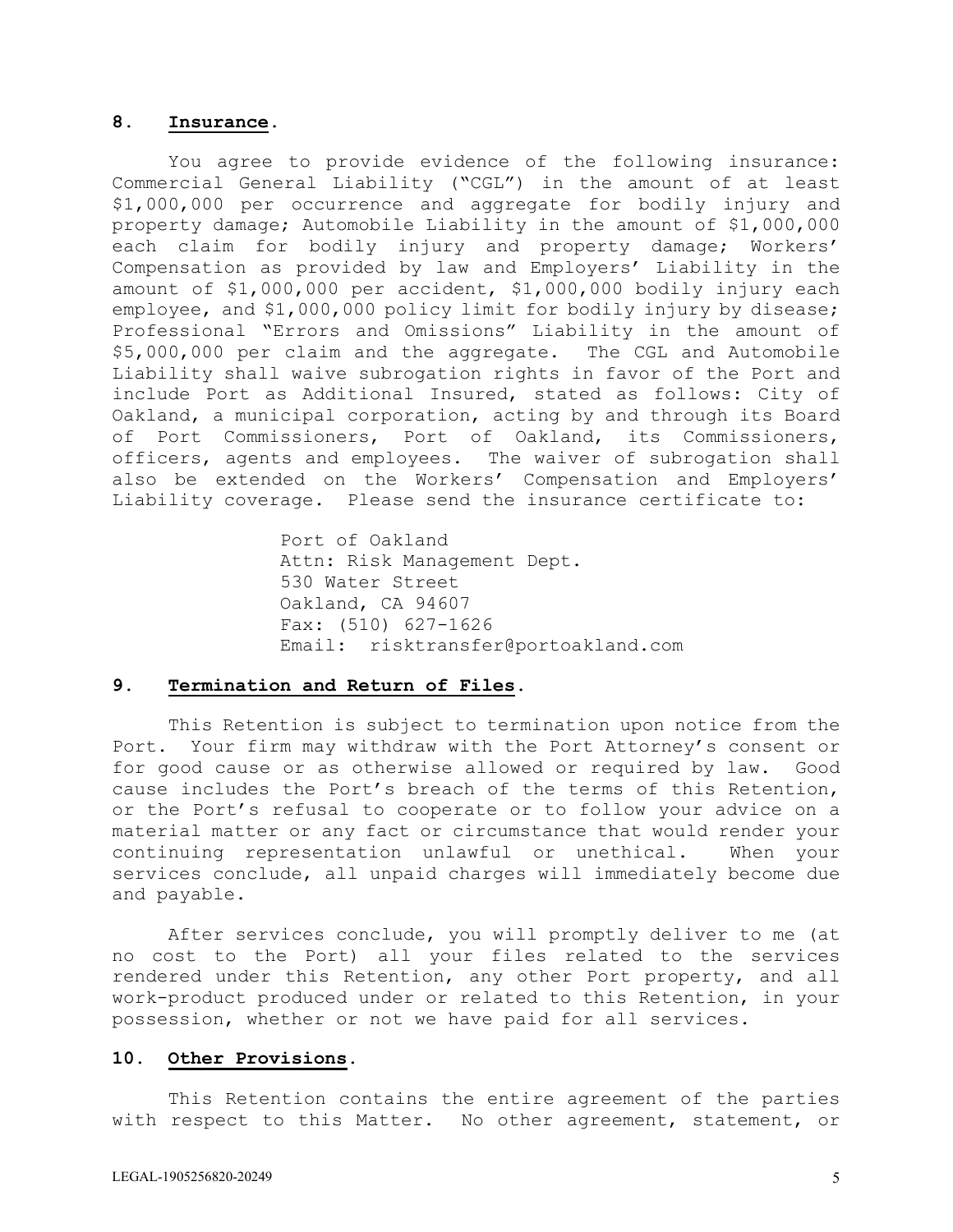## 8. **Insurance**.

You agree to provide evidence of the following insurance: Commercial General Liability ("CGL") in the amount of at least $1,000,000 per occurrence and aggregate for bodily injury and property damage; Automobile Liability in the amount of $1,000,000 each claim for bodily injury and property damage; Workers' Compensation as provided by law and Employers' Liability in the amount of $1,000,000 per accident, $1,000,000 bodily injury each employee, and $1,000,000 policy limit for bodily injury by disease; Professional "Errors and Omissions" Liability in the amount of $5,000,000 per claim and the aggregate. The CGL and Automobile Liability shall waive subrogation rights in favor of the Port and include Port as Additional Insured, stated as follows: City of Oakland, a municipal corporation, acting by and through its Board of Port Commissioners, Port of Oakland, its Commissioners, officers, agents and employees. The waiver of subrogation shall also be extended on the Workers' Compensation and Employers' Liability coverage. Please send the insurance certificate to:

Port of Oakland
Attn: Risk Management Dept.
530 Water Street
Oakland, CA 94607
Fax: (510) 627-1626
Email: risktransfer@portoakland.com

## 9. **Termination and Return of Files**.

This Retention is subject to termination upon notice from the Port. Your firm may withdraw with the Port Attorney's consent or for good cause or as otherwise allowed or required by law. Good cause includes the Port's breach of the terms of this Retention, or the Port's refusal to cooperate or to follow your advice on a material matter or any fact or circumstance that would render your continuing representation unlawful or unethical. When your services conclude, all unpaid charges will immediately become due and payable.

After services conclude, you will promptly deliver to me (at no cost to the Port) all your files related to the services rendered under this Retention, any other Port property, and all work-product produced under or related to this Retention, in your possession, whether or not we have paid for all services.

## 10. **Other Provisions**.

This Retention contains the entire agreement of the parties with respect to this Matter. No other agreement, statement, or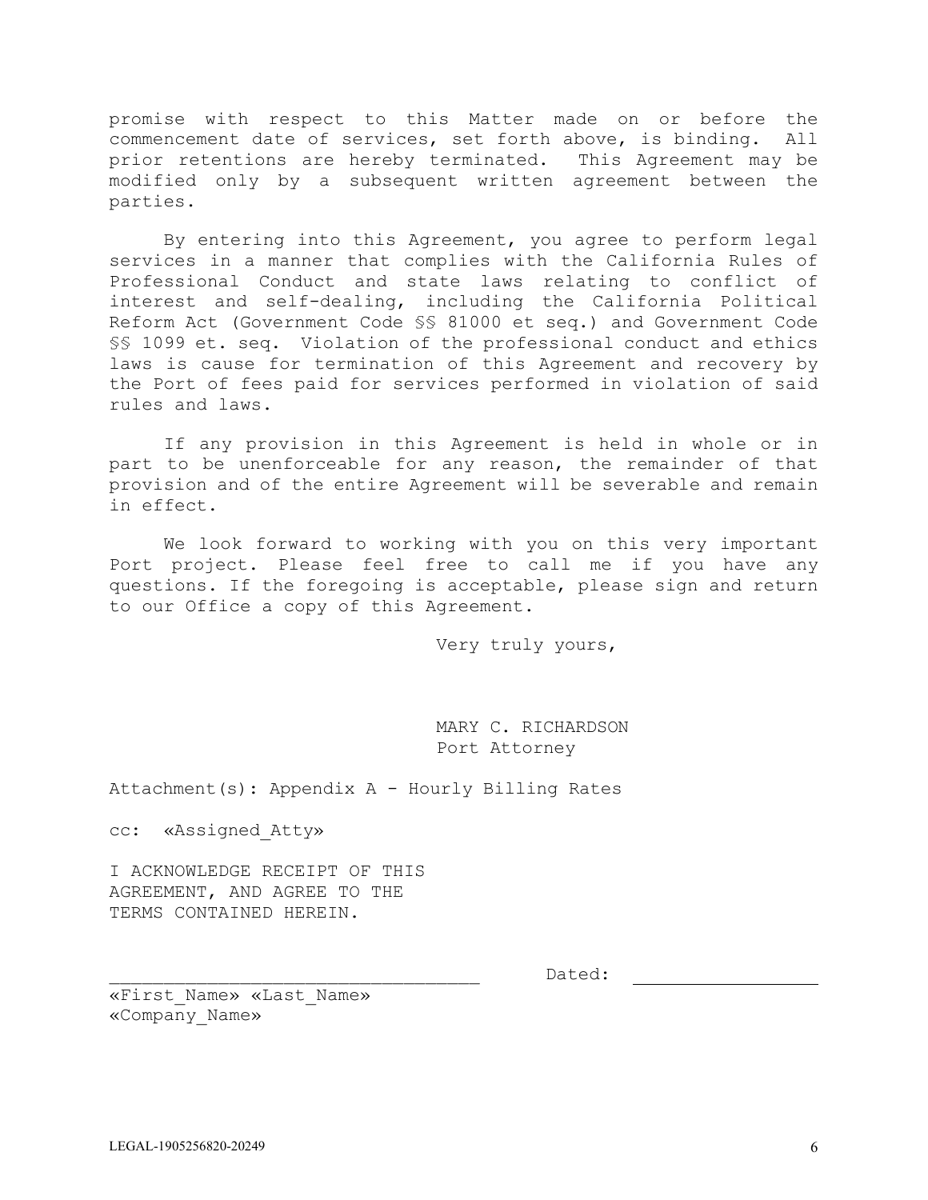promise with respect to this Matter made on or before the commencement date of services, set forth above, is binding. All prior retentions are hereby terminated. This Agreement may be modified only by a subsequent written agreement between the parties.

By entering into this Agreement, you agree to perform legal services in a manner that complies with the California Rules of Professional Conduct and state laws relating to conflict of interest and self-dealing, including the California Political Reform Act (Government Code §§ 81000 et seq.) and Government Code §§ 1099 et. seq. Violation of the professional conduct and ethics laws is cause for termination of this Agreement and recovery by the Port of fees paid for services performed in violation of said rules and laws.

If any provision in this Agreement is held in whole or in part to be unenforceable for any reason, the remainder of that provision and of the entire Agreement will be severable and remain in effect.

We look forward to working with you on this very important Port project. Please feel free to call me if you have any questions. If the foregoing is acceptable, please sign and return to our Office a copy of this Agreement.

Very truly yours,

MARY C. RICHARDSON
Port Attorney

Attachment(s): Appendix A - Hourly Billing Rates

cc: «Assigned_Atty»

I ACKNOWLEDGE RECEIPT OF THIS AGREEMENT, AND AGREE TO THE TERMS CONTAINED HEREIN.

\_\_\_\_\_\_\_\_\_\_\_\_\_\_\_\_\_\_\_\_\_\_\_\_\_\_\_\_\_\_\_\_\_\_ Dated: \_\_\_\_\_\_\_\_\_\_\_\_\_\_\_\_\_\_

«First_Name» «Last_Name»
«Company_Name»

LEGAL-1905256820-20249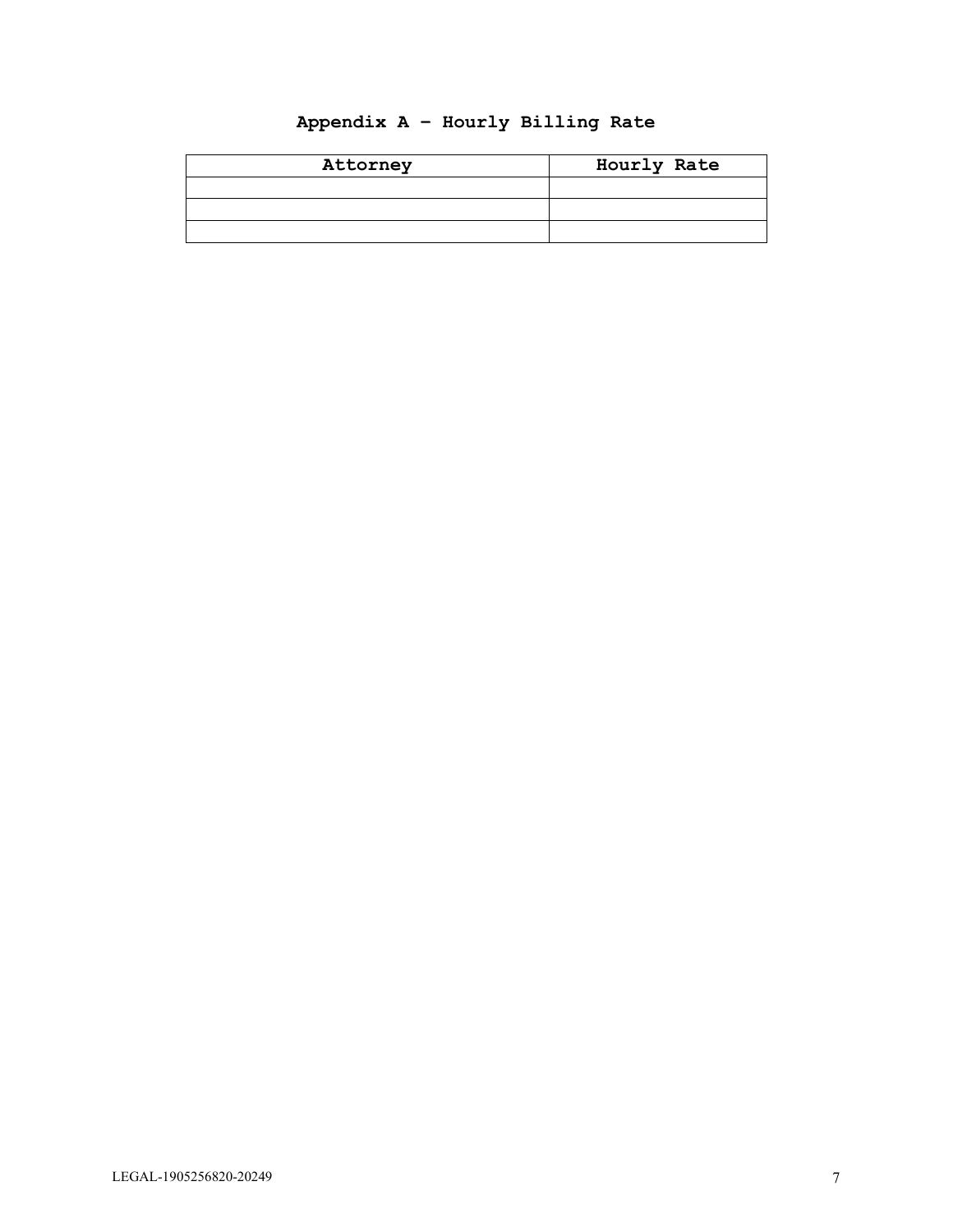# Appendix A – Hourly Billing Rate

| Attorney | Hourly Rate |
| --- | --- |
| | |
| | |
| | |